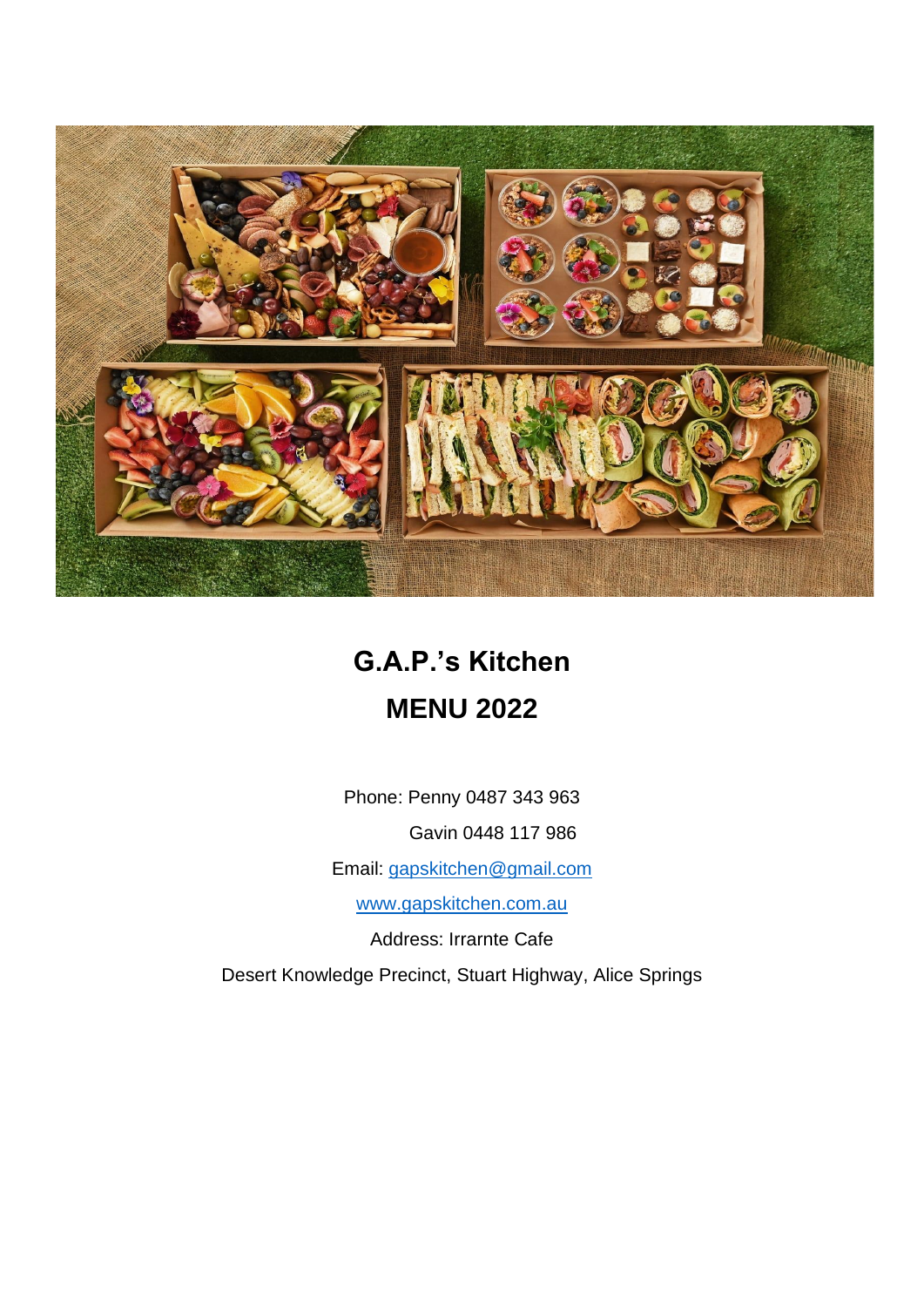# G.A.P.'s Kitchen

# MENU 2022

Phone: Penny 0487 343 963

Gavin 0448 117 986

Email: [gapskitchen@gmail.com](mailto:gapskitchen@gmail.com)

[www.gapskitchen.com.au](http://www.gapskitchen.com.au)

Address: Irrarnte Cafe

Desert Knowledge Precinct, Stuart Highway, Alice Springs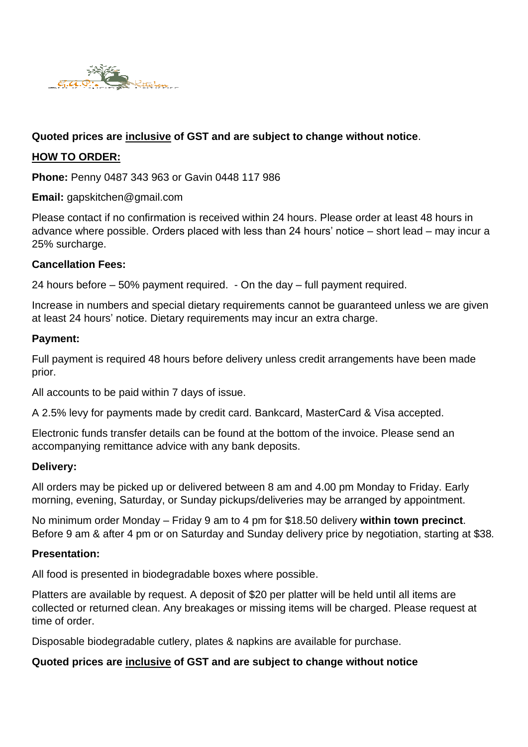**Quoted prices are <u>inclusive</u> of GST and are subject to change without notice**.

**<u>HOW TO ORDER:</u>**

**Phone:** Penny 0487 343 963 or Gavin 0448 117 986

**Email:** gapskitchen@gmail.com

Please contact if no confirmation is received within 24 hours. Please order at least 48 hours in advance where possible. Orders placed with less than 24 hours' notice – short lead – may incur a 25% surcharge.

**Cancellation Fees:**

24 hours before – 50% payment required. - On the day – full payment required.

Increase in numbers and special dietary requirements cannot be guaranteed unless we are given at least 24 hours' notice. Dietary requirements may incur an extra charge.

**Payment:**

Full payment is required 48 hours before delivery unless credit arrangements have been made prior.

All accounts to be paid within 7 days of issue.

A 2.5% levy for payments made by credit card. Bankcard, MasterCard & Visa accepted.

Electronic funds transfer details can be found at the bottom of the invoice. Please send an accompanying remittance advice with any bank deposits.

**Delivery:**

All orders may be picked up or delivered between 8 am and 4.00 pm Monday to Friday. Early morning, evening, Saturday, or Sunday pickups/deliveries may be arranged by appointment.

No minimum order Monday – Friday 9 am to 4 pm for $18.50 delivery **within town precinct**. Before 9 am & after 4 pm or on Saturday and Sunday delivery price by negotiation, starting at $38.

**Presentation:**

All food is presented in biodegradable boxes where possible.

Platters are available by request. A deposit of $20 per platter will be held until all items are collected or returned clean. Any breakages or missing items will be charged. Please request at time of order.

Disposable biodegradable cutlery, plates & napkins are available for purchase.

**Quoted prices are <u>inclusive</u> of GST and are subject to change without notice**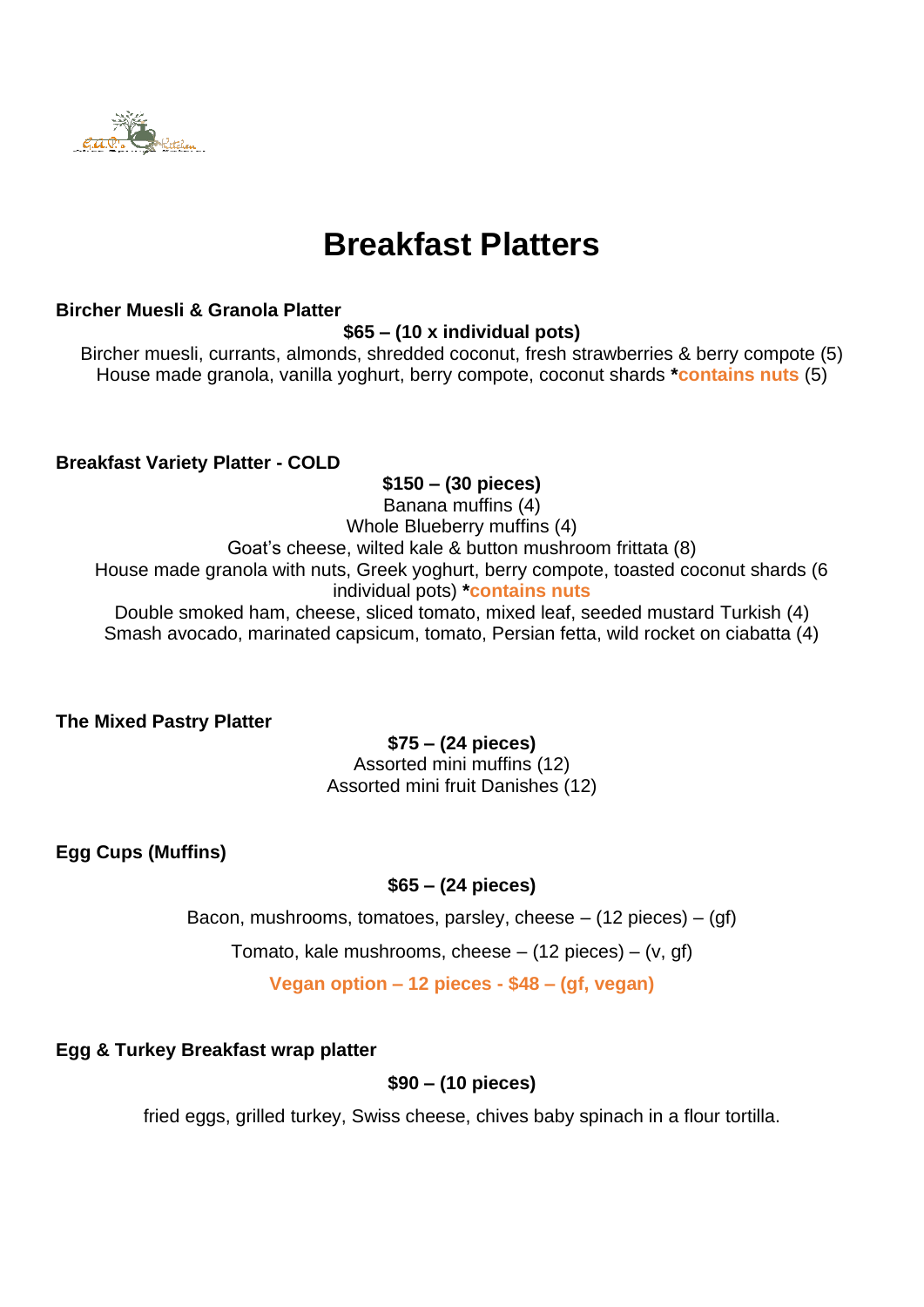# Breakfast Platters

**Bircher Muesli & Granola Platter**

**$65 – (10 x individual pots)**

Bircher muesli, currants, almonds, shredded coconut, fresh strawberries & berry compote (5)
House made granola, vanilla yoghurt, berry compote, coconut shards ***contains nuts** (5)

**Breakfast Variety Platter - COLD**

**$150 – (30 pieces)**

Banana muffins (4)
Whole Blueberry muffins (4)
Goat's cheese, wilted kale & button mushroom frittata (8)
House made granola with nuts, Greek yoghurt, berry compote, toasted coconut shards (6 individual pots) ***contains nuts**
Double smoked ham, cheese, sliced tomato, mixed leaf, seeded mustard Turkish (4)
Smash avocado, marinated capsicum, tomato, Persian fetta, wild rocket on ciabatta (4)

**The Mixed Pastry Platter**

**$75 – (24 pieces)**

Assorted mini muffins (12)
Assorted mini fruit Danishes (12)

**Egg Cups (Muffins)**

**$65 – (24 pieces)**

Bacon, mushrooms, tomatoes, parsley, cheese – (12 pieces) – (gf)

Tomato, kale mushrooms, cheese – (12 pieces) – (v, gf)

**Vegan option – 12 pieces - $48 – (gf, vegan)**

**Egg & Turkey Breakfast wrap platter**

**$90 – (10 pieces)**

fried eggs, grilled turkey, Swiss cheese, chives baby spinach in a flour tortilla.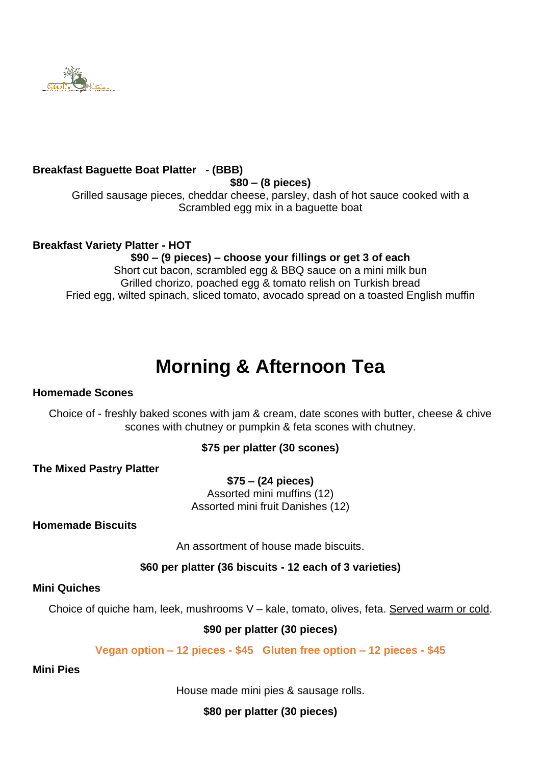**Breakfast Baguette Boat Platter - (BBB)**

**$80 – (8 pieces)**

Grilled sausage pieces, cheddar cheese, parsley, dash of hot sauce cooked with a Scrambled egg mix in a baguette boat

**Breakfast Variety Platter - HOT**

**$90 – (9 pieces) – choose your fillings or get 3 of each**

Short cut bacon, scrambled egg & BBQ sauce on a mini milk bun
Grilled chorizo, poached egg & tomato relish on Turkish bread
Fried egg, wilted spinach, sliced tomato, avocado spread on a toasted English muffin

# Morning & Afternoon Tea

**Homemade Scones**

Choice of - freshly baked scones with jam & cream, date scones with butter, cheese & chive scones with chutney or pumpkin & feta scones with chutney.

**$75 per platter (30 scones)**

**The Mixed Pastry Platter**

**$75 – (24 pieces)**

Assorted mini muffins (12)
Assorted mini fruit Danishes (12)

**Homemade Biscuits**

An assortment of house made biscuits.

**$60 per platter (36 biscuits - 12 each of 3 varieties)**

**Mini Quiches**

Choice of quiche ham, leek, mushrooms V – kale, tomato, olives, feta. Served warm or cold.

**$90 per platter (30 pieces)**

**Vegan option – 12 pieces - $45 Gluten free option – 12 pieces - $45**

**Mini Pies**

House made mini pies & sausage rolls.

**$80 per platter (30 pieces)**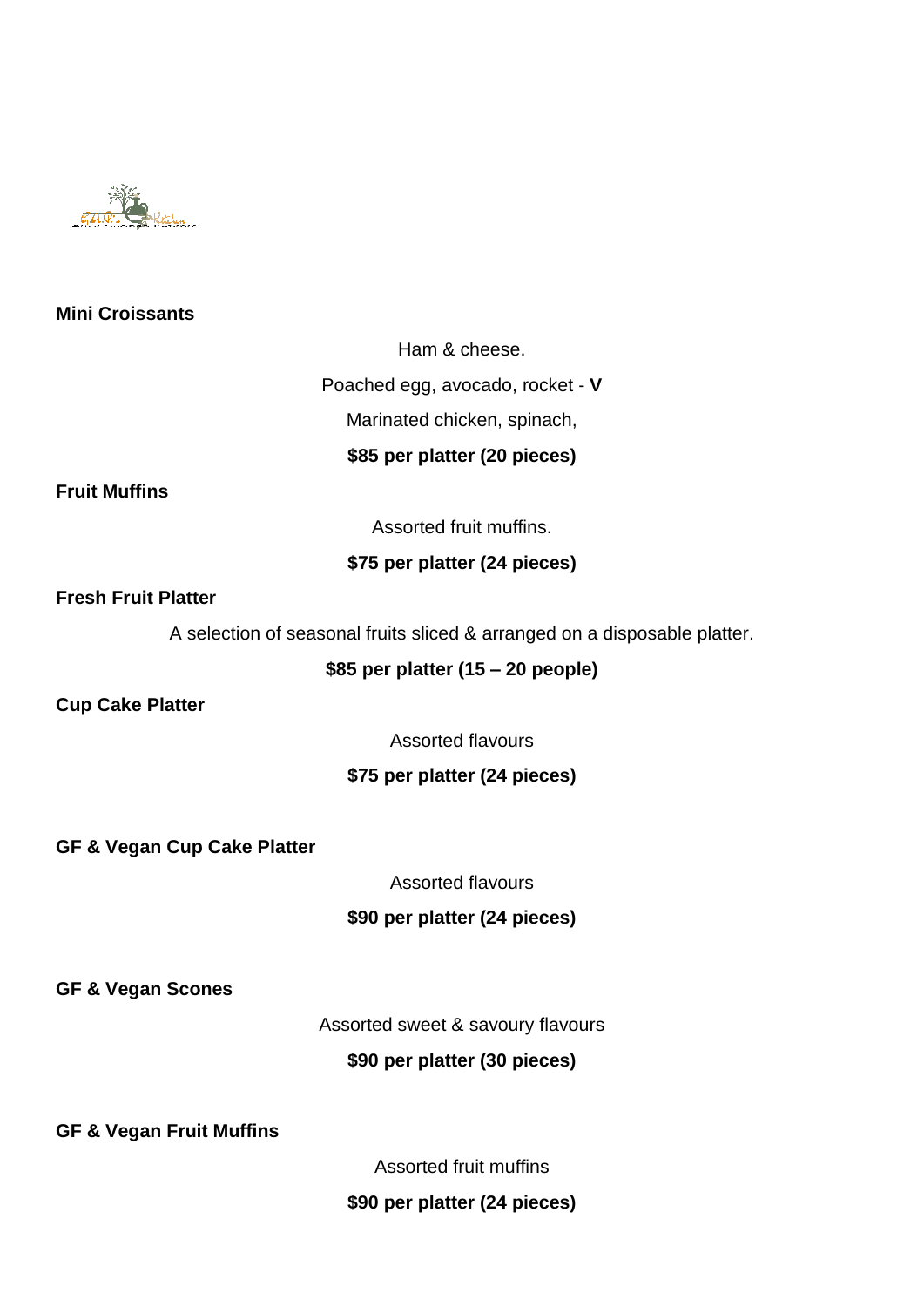**Mini Croissants**

Ham & cheese.

Poached egg, avocado, rocket - **V**

Marinated chicken, spinach,

**$85 per platter (20 pieces)**

**Fruit Muffins**

Assorted fruit muffins.

**$75 per platter (24 pieces)**

**Fresh Fruit Platter**

A selection of seasonal fruits sliced & arranged on a disposable platter.

**$85 per platter (15 – 20 people)**

**Cup Cake Platter**

Assorted flavours

**$75 per platter (24 pieces)**

**GF & Vegan Cup Cake Platter**

Assorted flavours

**$90 per platter (24 pieces)**

**GF & Vegan Scones**

Assorted sweet & savoury flavours

**$90 per platter (30 pieces)**

**GF & Vegan Fruit Muffins**

Assorted fruit muffins

**$90 per platter (24 pieces)**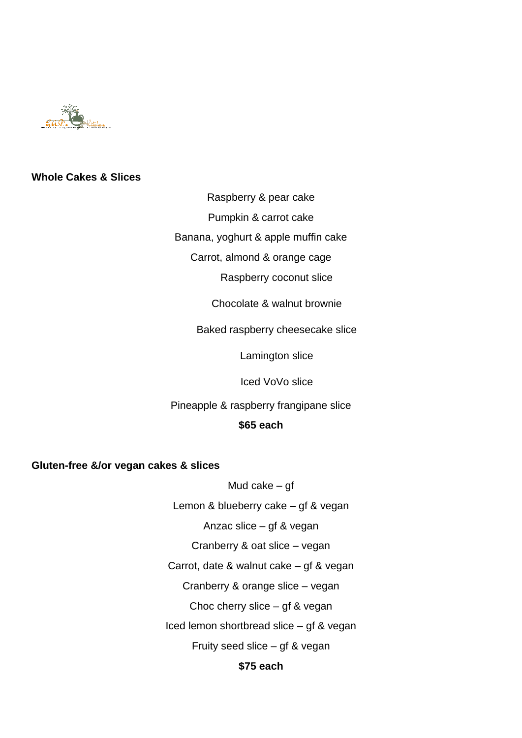## Whole Cakes & Slices

Raspberry & pear cake

Pumpkin & carrot cake

Banana, yoghurt & apple muffin cake

Carrot, almond & orange cage

Raspberry coconut slice

Chocolate & walnut brownie

Baked raspberry cheesecake slice

Lamington slice

Iced VoVo slice

Pineapple & raspberry frangipane slice

**$65 each**

## Gluten-free &/or vegan cakes & slices

Mud cake – gf

Lemon & blueberry cake – gf & vegan

Anzac slice – gf & vegan

Cranberry & oat slice – vegan

Carrot, date & walnut cake – gf & vegan

Cranberry & orange slice – vegan

Choc cherry slice – gf & vegan

Iced lemon shortbread slice – gf & vegan

Fruity seed slice – gf & vegan

**$75 each**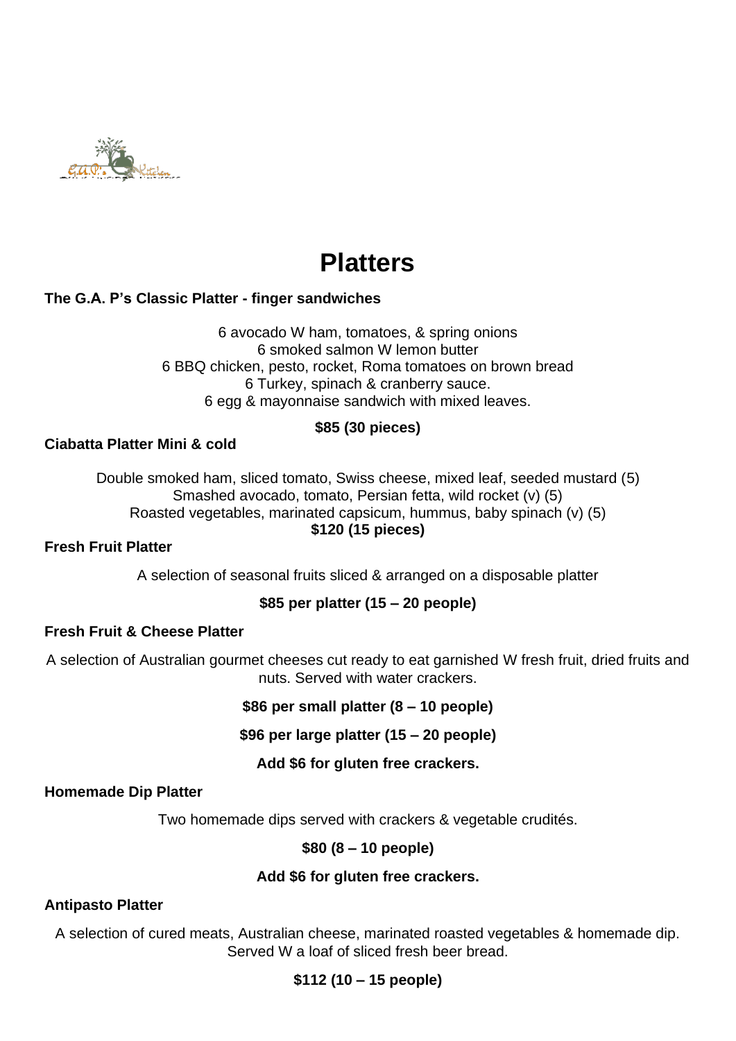# Platters

### The G.A. P's Classic Platter - finger sandwiches

6 avocado W ham, tomatoes, & spring onions
6 smoked salmon W lemon butter
6 BBQ chicken, pesto, rocket, Roma tomatoes on brown bread
6 Turkey, spinach & cranberry sauce.
6 egg & mayonnaise sandwich with mixed leaves.

**$85 (30 pieces)**

### Ciabatta Platter Mini & cold

Double smoked ham, sliced tomato, Swiss cheese, mixed leaf, seeded mustard (5)
Smashed avocado, tomato, Persian fetta, wild rocket (v) (5)
Roasted vegetables, marinated capsicum, hummus, baby spinach (v) (5)

**$120 (15 pieces)**

### Fresh Fruit Platter

A selection of seasonal fruits sliced & arranged on a disposable platter

**$85 per platter (15 – 20 people)**

### Fresh Fruit & Cheese Platter

A selection of Australian gourmet cheeses cut ready to eat garnished W fresh fruit, dried fruits and nuts. Served with water crackers.

**$86 per small platter (8 – 10 people)**

**$96 per large platter (15 – 20 people)**

**Add $6 for gluten free crackers.**

### Homemade Dip Platter

Two homemade dips served with crackers & vegetable crudités.

**$80 (8 – 10 people)**

**Add $6 for gluten free crackers.**

### Antipasto Platter

A selection of cured meats, Australian cheese, marinated roasted vegetables & homemade dip. Served W a loaf of sliced fresh beer bread.

**$112 (10 – 15 people)**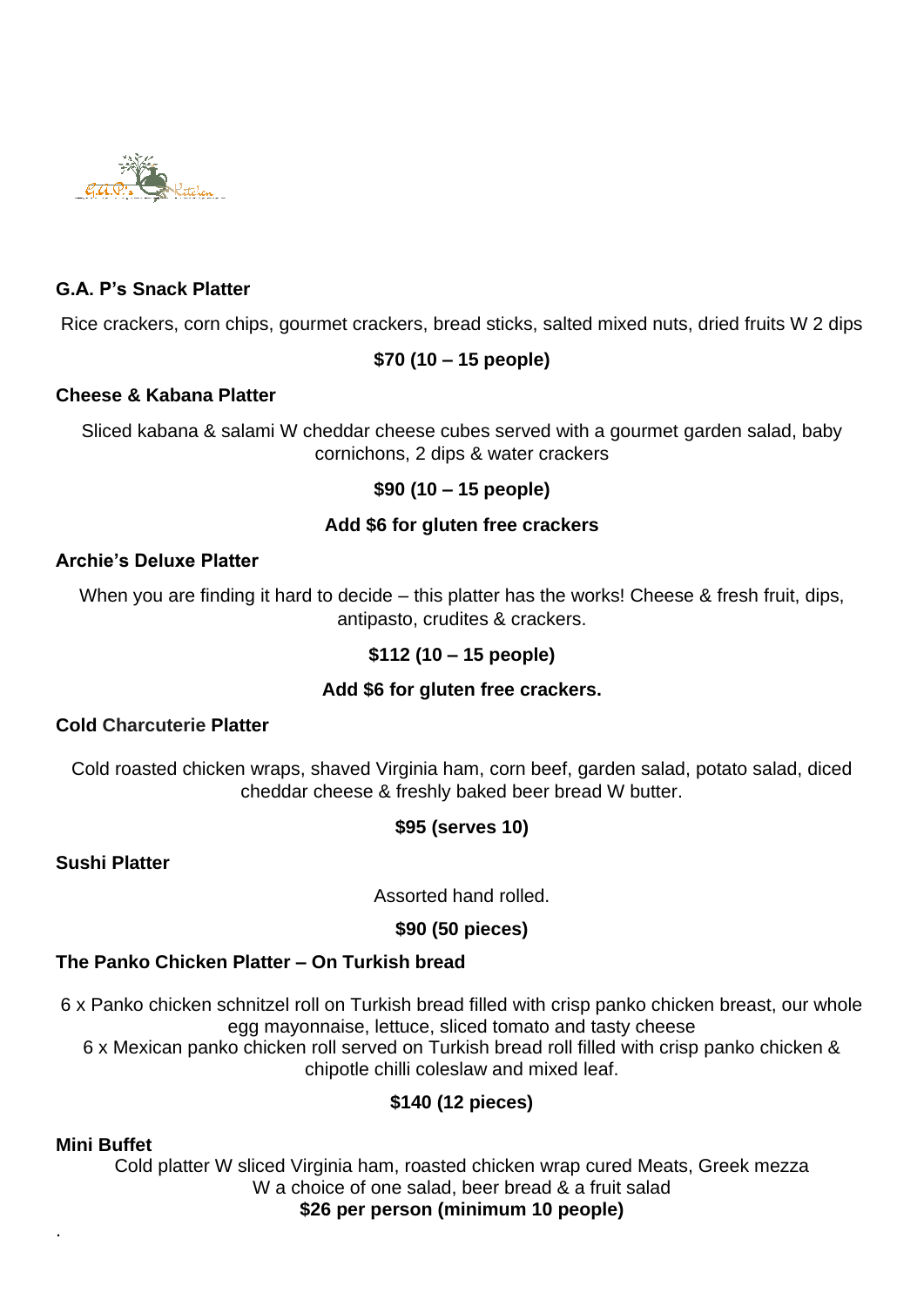## G.A. P's Snack Platter

Rice crackers, corn chips, gourmet crackers, bread sticks, salted mixed nuts, dried fruits W 2 dips

**$70 (10 – 15 people)**

## Cheese & Kabana Platter

Sliced kabana & salami W cheddar cheese cubes served with a gourmet garden salad, baby cornichons, 2 dips & water crackers

**$90 (10 – 15 people)**

**Add $6 for gluten free crackers**

## Archie's Deluxe Platter

When you are finding it hard to decide – this platter has the works! Cheese & fresh fruit, dips, antipasto, crudites & crackers.

**$112 (10 – 15 people)**

**Add $6 for gluten free crackers.**

## Cold Charcuterie Platter

Cold roasted chicken wraps, shaved Virginia ham, corn beef, garden salad, potato salad, diced cheddar cheese & freshly baked beer bread W butter.

**$95 (serves 10)**

## Sushi Platter

Assorted hand rolled.

**$90 (50 pieces)**

## The Panko Chicken Platter – On Turkish bread

6 x Panko chicken schnitzel roll on Turkish bread filled with crisp panko chicken breast, our whole egg mayonnaise, lettuce, sliced tomato and tasty cheese
6 x Mexican panko chicken roll served on Turkish bread roll filled with crisp panko chicken & chipotle chilli coleslaw and mixed leaf.

**$140 (12 pieces)**

## Mini Buffet

Cold platter W sliced Virginia ham, roasted chicken wrap cured Meats, Greek mezza W a choice of one salad, beer bread & a fruit salad

**$26 per person (minimum 10 people)**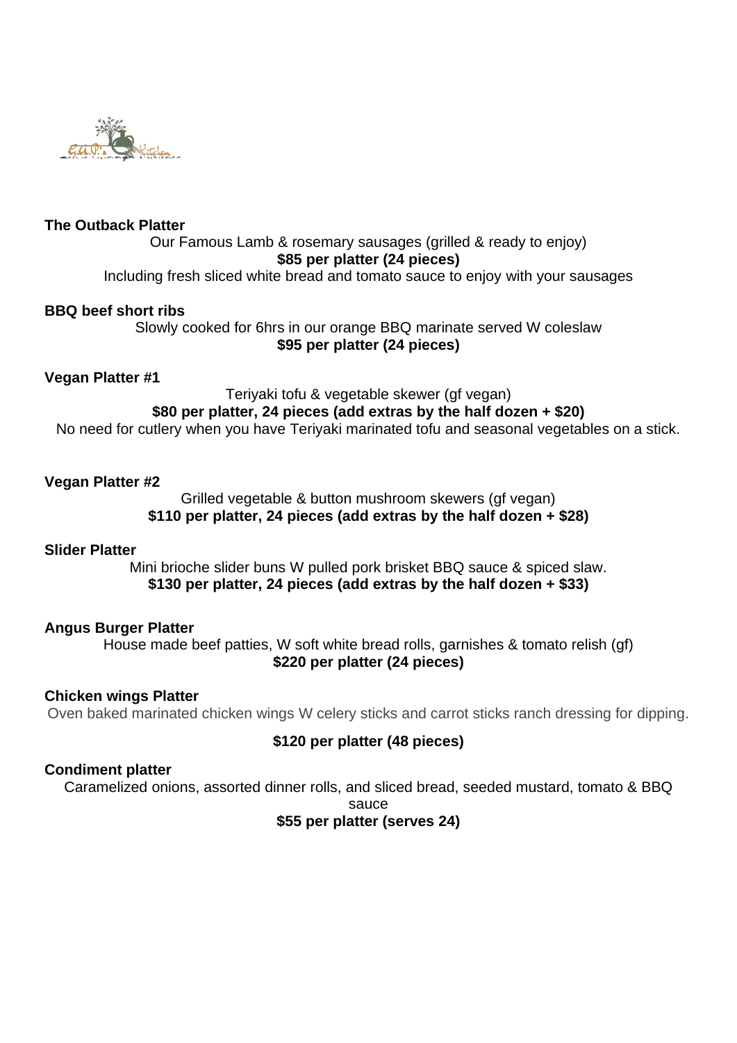## The Outback Platter

Our Famous Lamb & rosemary sausages (grilled & ready to enjoy)

**$85 per platter (24 pieces)**

Including fresh sliced white bread and tomato sauce to enjoy with your sausages

## BBQ beef short ribs

Slowly cooked for 6hrs in our orange BBQ marinate served W coleslaw

**$95 per platter (24 pieces)**

## Vegan Platter #1

Teriyaki tofu & vegetable skewer (gf vegan)

**$80 per platter, 24 pieces (add extras by the half dozen + $20)**

No need for cutlery when you have Teriyaki marinated tofu and seasonal vegetables on a stick.

## Vegan Platter #2

Grilled vegetable & button mushroom skewers (gf vegan)

**$110 per platter, 24 pieces (add extras by the half dozen + $28)**

## Slider Platter

Mini brioche slider buns W pulled pork brisket BBQ sauce & spiced slaw.

**$130 per platter, 24 pieces (add extras by the half dozen + $33)**

## Angus Burger Platter

House made beef patties, W soft white bread rolls, garnishes & tomato relish (gf)

**$220 per platter (24 pieces)**

## Chicken wings Platter

Oven baked marinated chicken wings W celery sticks and carrot sticks ranch dressing for dipping.

**$120 per platter (48 pieces)**

## Condiment platter

Caramelized onions, assorted dinner rolls, and sliced bread, seeded mustard, tomato & BBQ sauce

**$55 per platter (serves 24)**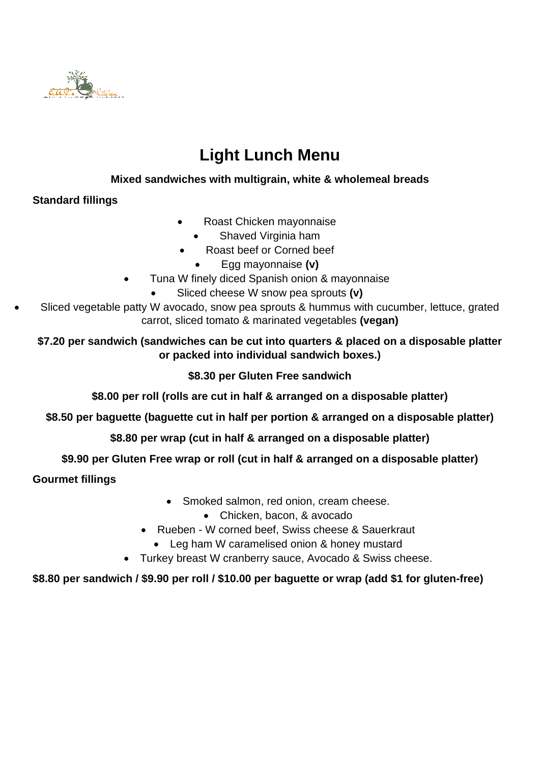# Light Lunch Menu

**Mixed sandwiches with multigrain, white & wholemeal breads**

**Standard fillings**

- Roast Chicken mayonnaise
- Shaved Virginia ham
- Roast beef or Corned beef
- Egg mayonnaise **(v)**
- Tuna W finely diced Spanish onion & mayonnaise
- Sliced cheese W snow pea sprouts **(v)**
- Sliced vegetable patty W avocado, snow pea sprouts & hummus with cucumber, lettuce, grated carrot, sliced tomato & marinated vegetables **(vegan)**

**$7.20 per sandwich (sandwiches can be cut into quarters & placed on a disposable platter or packed into individual sandwich boxes.)**

**$8.30 per Gluten Free sandwich**

**$8.00 per roll (rolls are cut in half & arranged on a disposable platter)**

**$8.50 per baguette (baguette cut in half per portion & arranged on a disposable platter)**

**$8.80 per wrap (cut in half & arranged on a disposable platter)**

**$9.90 per Gluten Free wrap or roll (cut in half & arranged on a disposable platter)**

**Gourmet fillings**

- Smoked salmon, red onion, cream cheese.
- Chicken, bacon, & avocado
- Rueben - W corned beef, Swiss cheese & Sauerkraut
- Leg ham W caramelised onion & honey mustard
- Turkey breast W cranberry sauce, Avocado & Swiss cheese.

**$8.80 per sandwich / $9.90 per roll / $10.00 per baguette or wrap (add $1 for gluten-free)**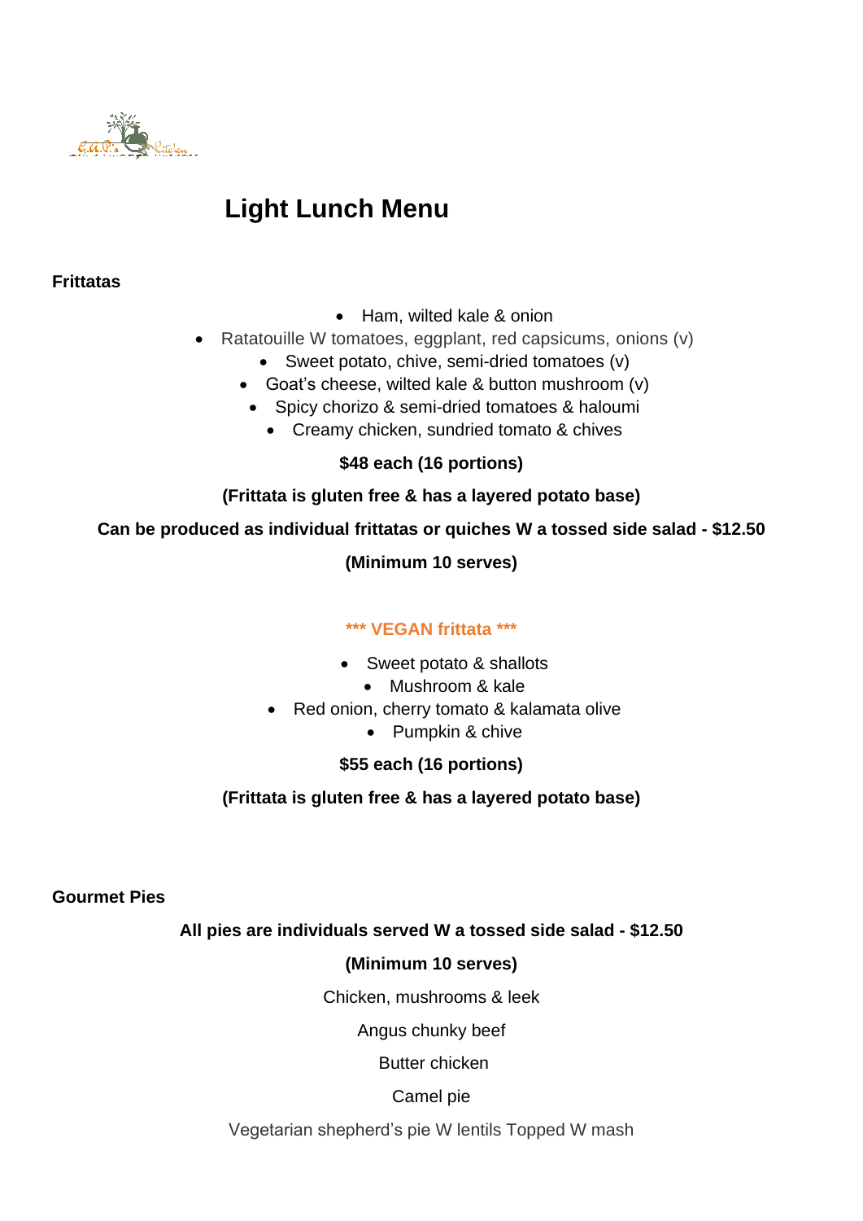# Light Lunch Menu

**Frittatas**

- Ham, wilted kale & onion
- Ratatouille W tomatoes, eggplant, red capsicums, onions (v)
- Sweet potato, chive, semi-dried tomatoes (v)
- Goat's cheese, wilted kale & button mushroom (v)
- Spicy chorizo & semi-dried tomatoes & haloumi
- Creamy chicken, sundried tomato & chives

**$48 each (16 portions)**

**(Frittata is gluten free & has a layered potato base)**

**Can be produced as individual frittatas or quiches W a tossed side salad - $12.50**

**(Minimum 10 serves)**

**\*\*\* VEGAN frittata \*\*\***

- Sweet potato & shallots
- Mushroom & kale
- Red onion, cherry tomato & kalamata olive
- Pumpkin & chive

**$55 each (16 portions)**

**(Frittata is gluten free & has a layered potato base)**

**Gourmet Pies**

**All pies are individuals served W a tossed side salad - $12.50**

**(Minimum 10 serves)**

Chicken, mushrooms & leek

Angus chunky beef

Butter chicken

Camel pie

Vegetarian shepherd's pie W lentils Topped W mash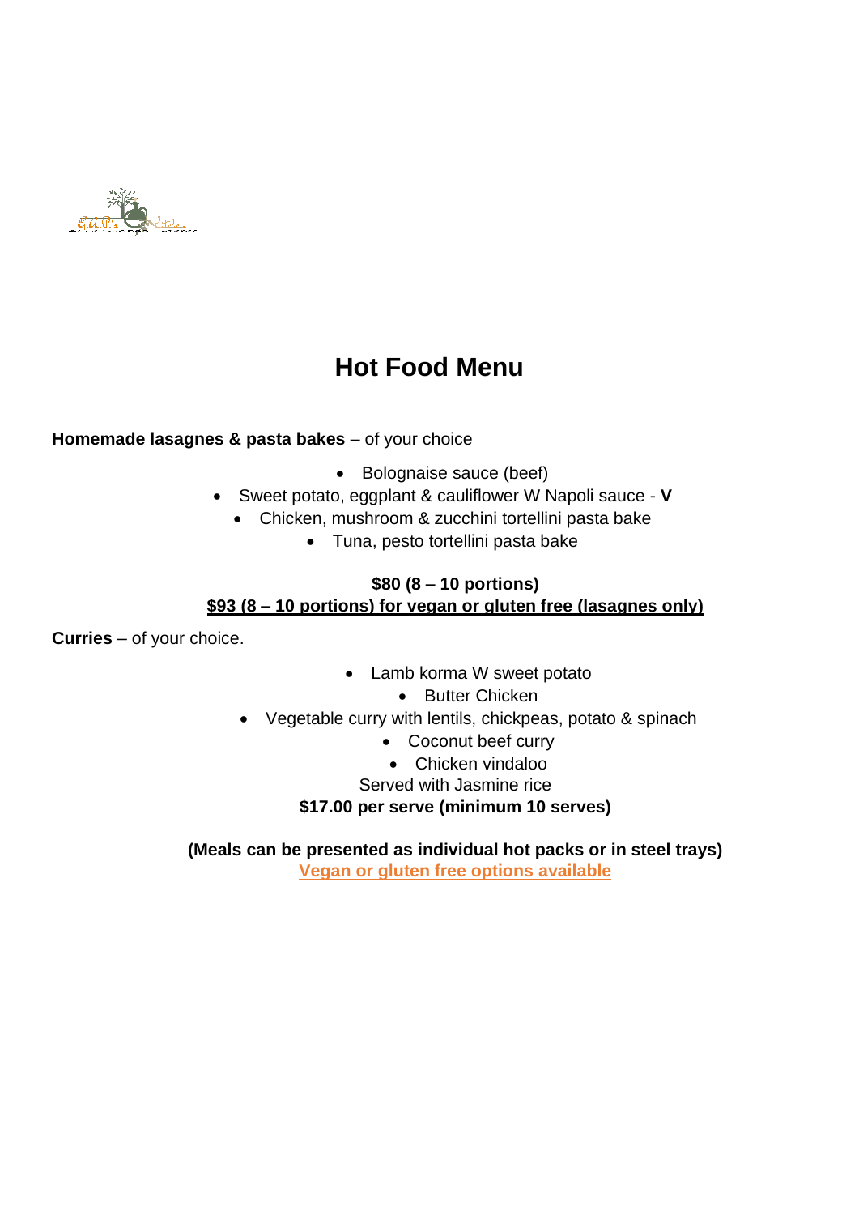# Hot Food Menu

**Homemade lasagnes & pasta bakes** – of your choice

- Bolognaise sauce (beef)
- Sweet potato, eggplant & cauliflower W Napoli sauce - **V**
- Chicken, mushroom & zucchini tortellini pasta bake
- Tuna, pesto tortellini pasta bake

**$80 (8 – 10 portions)**
**$93 (8 – 10 portions) for vegan or gluten free (lasagnes only)**

**Curries** – of your choice.

- Lamb korma W sweet potato
- Butter Chicken
- Vegetable curry with lentils, chickpeas, potato & spinach
- Coconut beef curry
- Chicken vindaloo

Served with Jasmine rice
**$17.00 per serve (minimum 10 serves)**

**(Meals can be presented as individual hot packs or in steel trays)**
**Vegan or gluten free options available**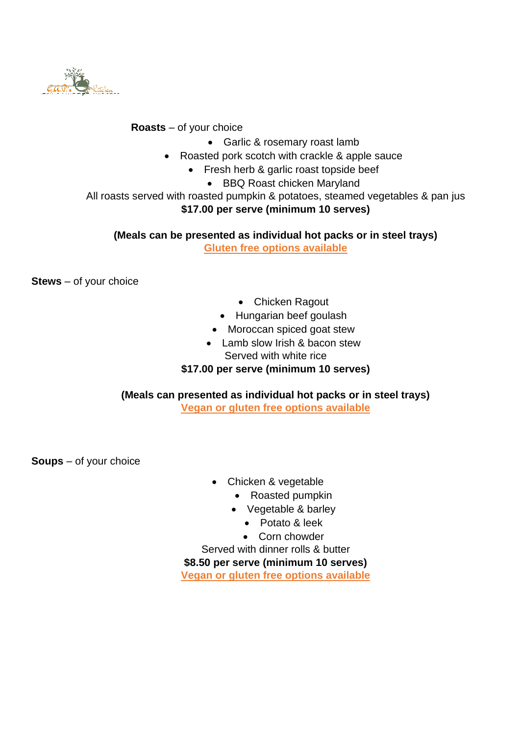**Roasts** – of your choice

- Garlic & rosemary roast lamb
- Roasted pork scotch with crackle & apple sauce
- Fresh herb & garlic roast topside beef
- BBQ Roast chicken Maryland

All roasts served with roasted pumpkin & potatoes, steamed vegetables & pan jus

**$17.00 per serve (minimum 10 serves)**

**(Meals can be presented as individual hot packs or in steel trays)**

**Gluten free options available**

**Stews** – of your choice

- Chicken Ragout
- Hungarian beef goulash
- Moroccan spiced goat stew
- Lamb slow Irish & bacon stew

Served with white rice

**$17.00 per serve (minimum 10 serves)**

**(Meals can presented as individual hot packs or in steel trays)**

**Vegan or gluten free options available**

**Soups** – of your choice

- Chicken & vegetable
- Roasted pumpkin
- Vegetable & barley
- Potato & leek
- Corn chowder

Served with dinner rolls & butter

**$8.50 per serve (minimum 10 serves)**

**Vegan or gluten free options available**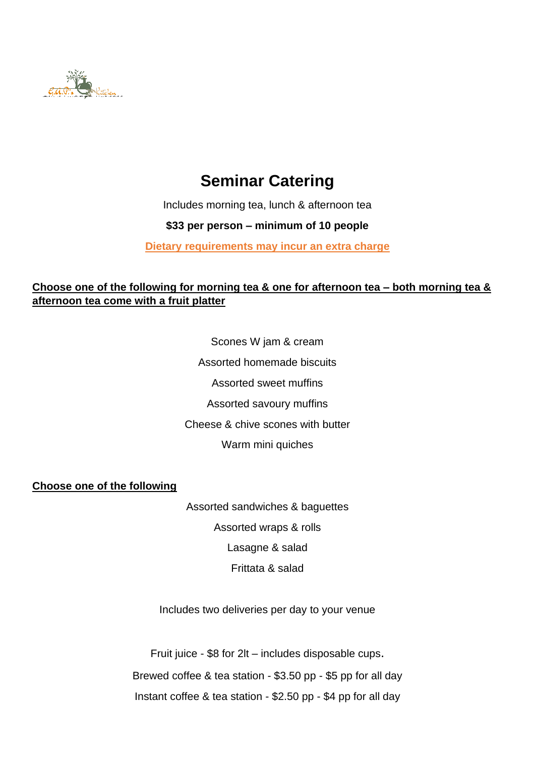# Seminar Catering

Includes morning tea, lunch & afternoon tea

**$33 per person – minimum of 10 people**

**Dietary requirements may incur an extra charge**

**Choose one of the following for morning tea & one for afternoon tea – both morning tea & afternoon tea come with a fruit platter**

Scones W jam & cream

Assorted homemade biscuits

Assorted sweet muffins

Assorted savoury muffins

Cheese & chive scones with butter

Warm mini quiches

**Choose one of the following**

Assorted sandwiches & baguettes

Assorted wraps & rolls

Lasagne & salad

Frittata & salad

Includes two deliveries per day to your venue

Fruit juice - $8 for 2lt – includes disposable cups.

Brewed coffee & tea station - $3.50 pp - $5 pp for all day

Instant coffee & tea station - $2.50 pp - $4 pp for all day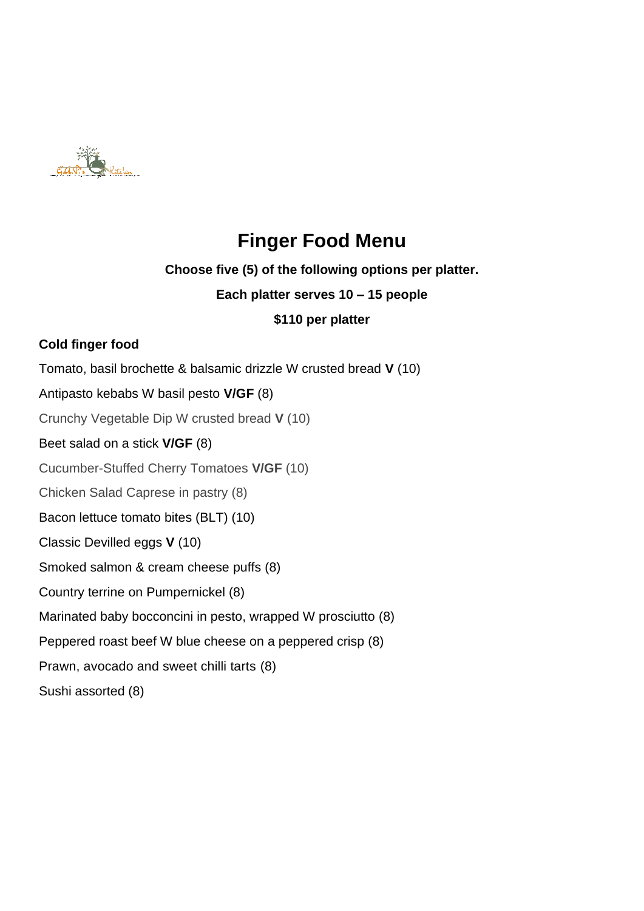# Finger Food Menu

**Choose five (5) of the following options per platter.**

**Each platter serves 10 – 15 people**

**$110 per platter**

**Cold finger food**

Tomato, basil brochette & balsamic drizzle W crusted bread **V** (10)

Antipasto kebabs W basil pesto **V/GF** (8)

Crunchy Vegetable Dip W crusted bread **V** (10)

Beet salad on a stick **V/GF** (8)

Cucumber-Stuffed Cherry Tomatoes **V/GF** (10)

Chicken Salad Caprese in pastry (8)

Bacon lettuce tomato bites (BLT) (10)

Classic Devilled eggs **V** (10)

Smoked salmon & cream cheese puffs (8)

Country terrine on Pumpernickel (8)

Marinated baby bocconcini in pesto, wrapped W prosciutto (8)

Peppered roast beef W blue cheese on a peppered crisp (8)

Prawn, avocado and sweet chilli tarts (8)

Sushi assorted (8)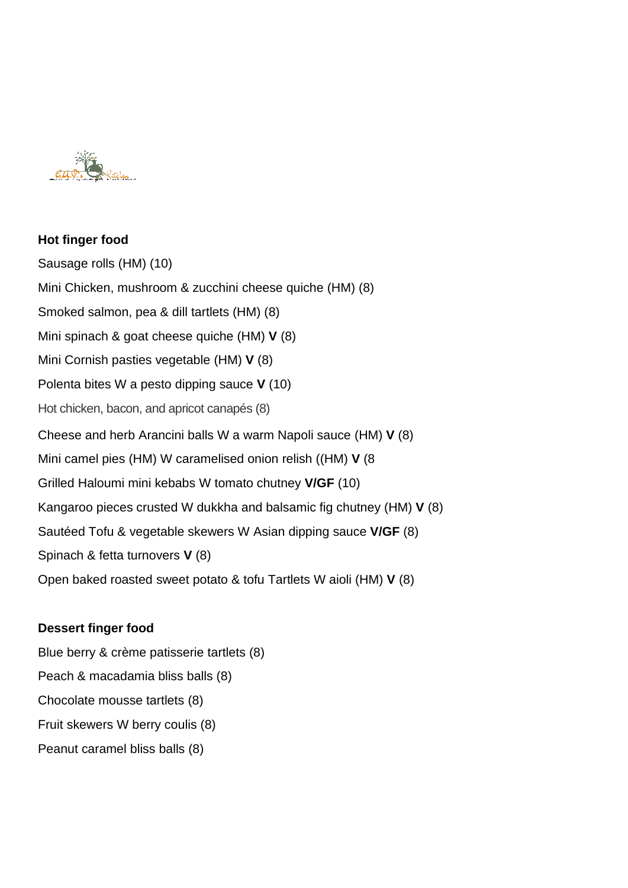**Hot finger food**

Sausage rolls (HM) (10)

Mini Chicken, mushroom & zucchini cheese quiche (HM) (8)

Smoked salmon, pea & dill tartlets (HM) (8)

Mini spinach & goat cheese quiche (HM) **V** (8)

Mini Cornish pasties vegetable (HM) **V** (8)

Polenta bites W a pesto dipping sauce **V** (10)

Hot chicken, bacon, and apricot canapés (8)

Cheese and herb Arancini balls W a warm Napoli sauce (HM) **V** (8)

Mini camel pies (HM) W caramelised onion relish ((HM) **V** (8

Grilled Haloumi mini kebabs W tomato chutney **V/GF** (10)

Kangaroo pieces crusted W dukkha and balsamic fig chutney (HM) **V** (8)

Sautéed Tofu & vegetable skewers W Asian dipping sauce **V/GF** (8)

Spinach & fetta turnovers **V** (8)

Open baked roasted sweet potato & tofu Tartlets W aioli (HM) **V** (8)

**Dessert finger food**

Blue berry & crème patisserie tartlets (8)

Peach & macadamia bliss balls (8)

Chocolate mousse tartlets (8)

Fruit skewers W berry coulis (8)

Peanut caramel bliss balls (8)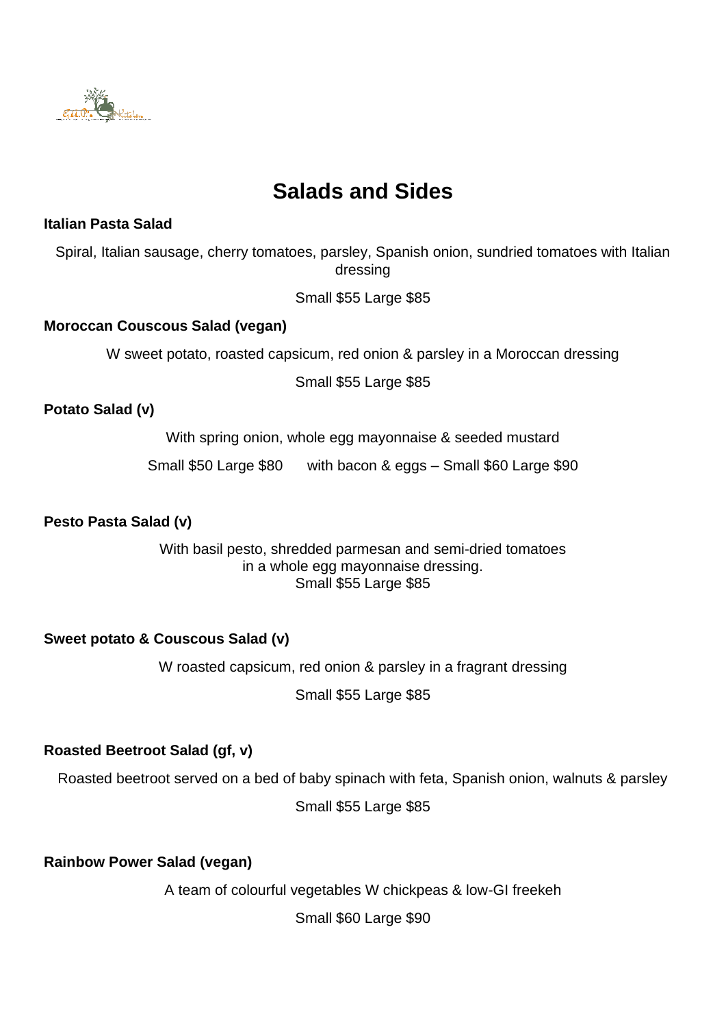# Salads and Sides

**Italian Pasta Salad**

Spiral, Italian sausage, cherry tomatoes, parsley, Spanish onion, sundried tomatoes with Italian dressing

Small $55 Large $85

**Moroccan Couscous Salad (vegan)**

W sweet potato, roasted capsicum, red onion & parsley in a Moroccan dressing

Small $55 Large $85

**Potato Salad (v)**

With spring onion, whole egg mayonnaise & seeded mustard

Small $50 Large $80 with bacon & eggs – Small $60 Large $90

**Pesto Pasta Salad (v)**

With basil pesto, shredded parmesan and semi-dried tomatoes in a whole egg mayonnaise dressing.
Small $55 Large $85

**Sweet potato & Couscous Salad (v)**

W roasted capsicum, red onion & parsley in a fragrant dressing

Small $55 Large $85

**Roasted Beetroot Salad (gf, v)**

Roasted beetroot served on a bed of baby spinach with feta, Spanish onion, walnuts & parsley

Small $55 Large $85

**Rainbow Power Salad (vegan)**

A team of colourful vegetables W chickpeas & low-GI freekeh

Small $60 Large $90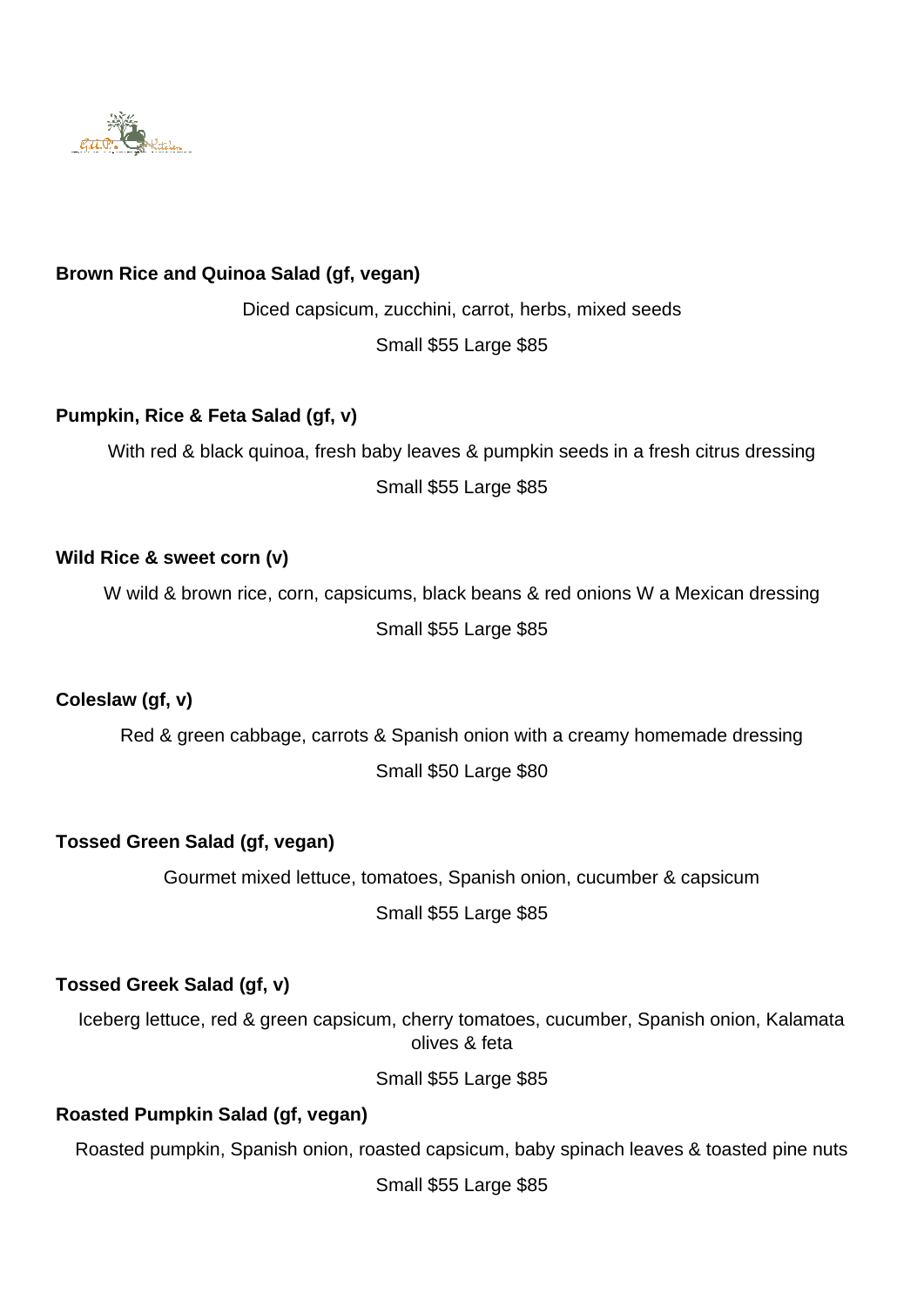**Brown Rice and Quinoa Salad (gf, vegan)**

Diced capsicum, zucchini, carrot, herbs, mixed seeds

Small $55 Large $85

**Pumpkin, Rice & Feta Salad (gf, v)**

With red & black quinoa, fresh baby leaves & pumpkin seeds in a fresh citrus dressing

Small $55 Large $85

**Wild Rice & sweet corn (v)**

W wild & brown rice, corn, capsicums, black beans & red onions W a Mexican dressing

Small $55 Large $85

**Coleslaw (gf, v)**

Red & green cabbage, carrots & Spanish onion with a creamy homemade dressing

Small $50 Large $80

**Tossed Green Salad (gf, vegan)**

Gourmet mixed lettuce, tomatoes, Spanish onion, cucumber & capsicum

Small $55 Large $85

**Tossed Greek Salad (gf, v)**

Iceberg lettuce, red & green capsicum, cherry tomatoes, cucumber, Spanish onion, Kalamata olives & feta

Small $55 Large $85

**Roasted Pumpkin Salad (gf, vegan)**

Roasted pumpkin, Spanish onion, roasted capsicum, baby spinach leaves & toasted pine nuts

Small $55 Large $85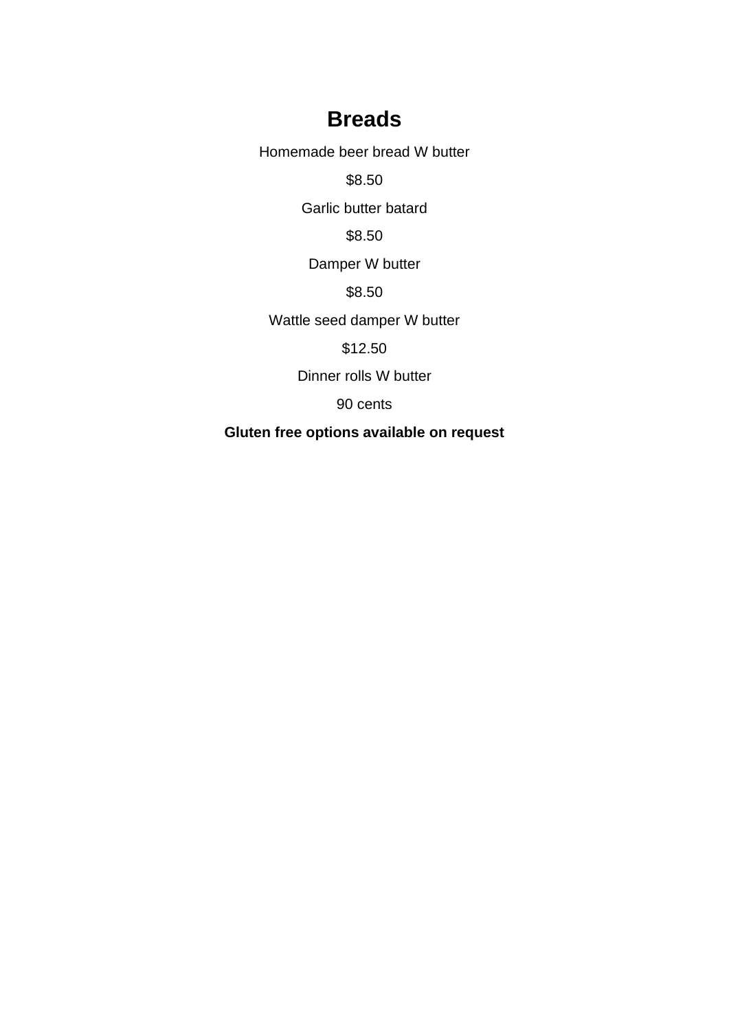# Breads

Homemade beer bread W butter

$8.50

Garlic butter batard

$8.50

Damper W butter

$8.50

Wattle seed damper W butter

$12.50

Dinner rolls W butter

90 cents

**Gluten free options available on request**